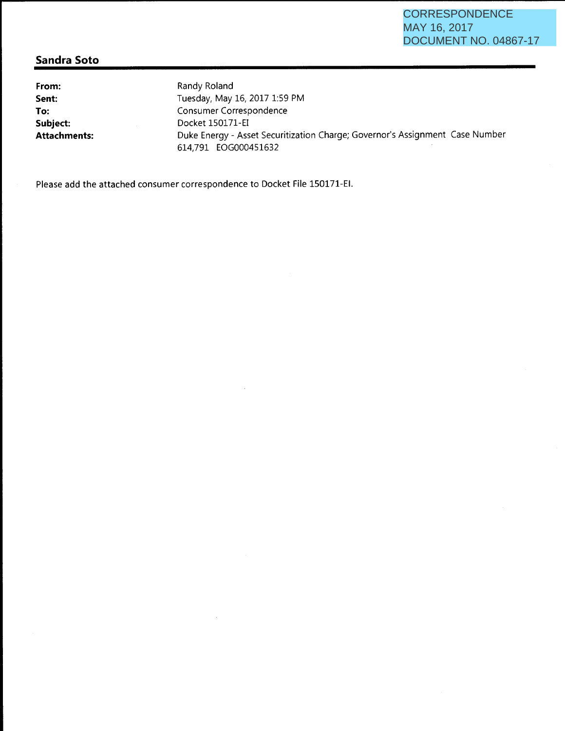CORRESPONDENCE
MAY 16, 2017
DOCUMENT NO. 04867-17

## Sandra Soto

| | |
|---|---|
| **From:** | Randy Roland |
| **Sent:** | Tuesday, May 16, 2017 1:59 PM |
| **To:** | Consumer Correspondence |
| **Subject:** | Docket 150171-EI |
| **Attachments:** | Duke Energy - Asset Securitization Charge; Governor's Assignment Case Number 614,791 EOG000451632 |

Please add the attached consumer correspondence to Docket File 150171-EI.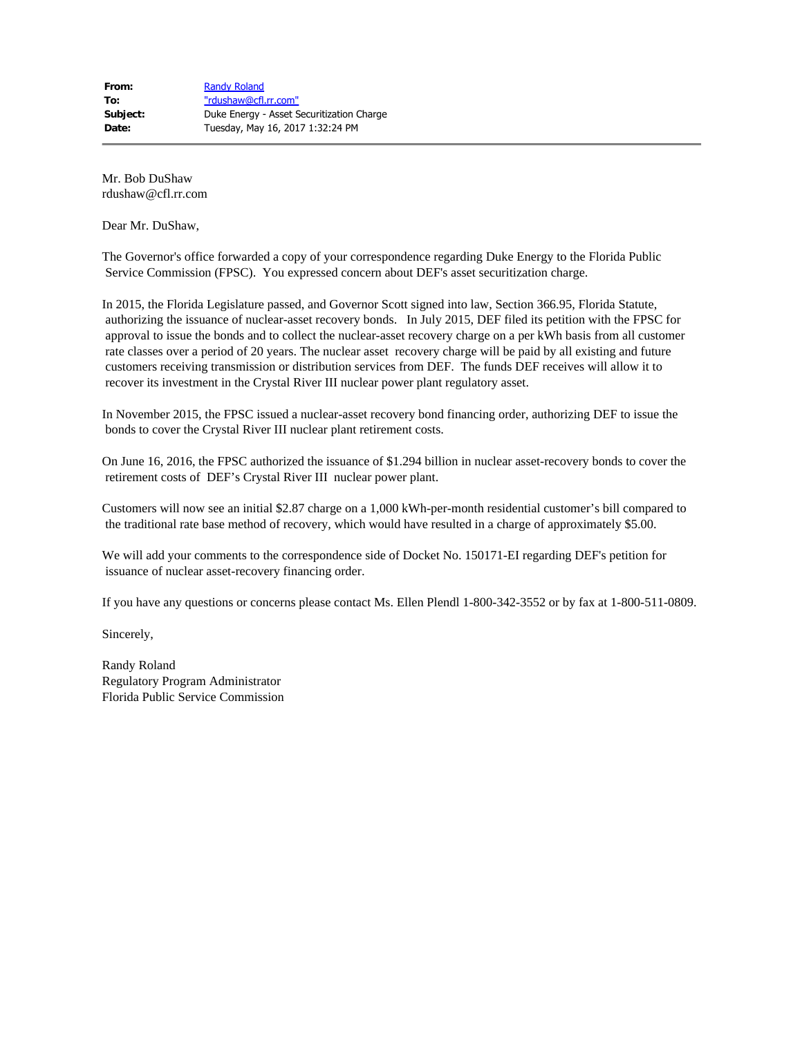**From:** Randy Roland
**To:** "rdushaw@cfl.rr.com"
**Subject:** Duke Energy - Asset Securitization Charge
**Date:** Tuesday, May 16, 2017 1:32:24 PM

---

Mr. Bob DuShaw
rdushaw@cfl.rr.com

Dear Mr. DuShaw,

The Governor's office forwarded a copy of your correspondence regarding Duke Energy to the Florida Public Service Commission (FPSC). You expressed concern about DEF's asset securitization charge.

In 2015, the Florida Legislature passed, and Governor Scott signed into law, Section 366.95, Florida Statute, authorizing the issuance of nuclear-asset recovery bonds. In July 2015, DEF filed its petition with the FPSC for approval to issue the bonds and to collect the nuclear-asset recovery charge on a per kWh basis from all customer rate classes over a period of 20 years. The nuclear asset recovery charge will be paid by all existing and future customers receiving transmission or distribution services from DEF. The funds DEF receives will allow it to recover its investment in the Crystal River III nuclear power plant regulatory asset.

In November 2015, the FPSC issued a nuclear-asset recovery bond financing order, authorizing DEF to issue the bonds to cover the Crystal River III nuclear plant retirement costs.

On June 16, 2016, the FPSC authorized the issuance of $1.294 billion in nuclear asset-recovery bonds to cover the retirement costs of DEF's Crystal River III nuclear power plant.

Customers will now see an initial $2.87 charge on a 1,000 kWh-per-month residential customer's bill compared to the traditional rate base method of recovery, which would have resulted in a charge of approximately $5.00.

We will add your comments to the correspondence side of Docket No. 150171-EI regarding DEF's petition for issuance of nuclear asset-recovery financing order.

If you have any questions or concerns please contact Ms. Ellen Plendl 1-800-342-3552 or by fax at 1-800-511-0809.

Sincerely,

Randy Roland
Regulatory Program Administrator
Florida Public Service Commission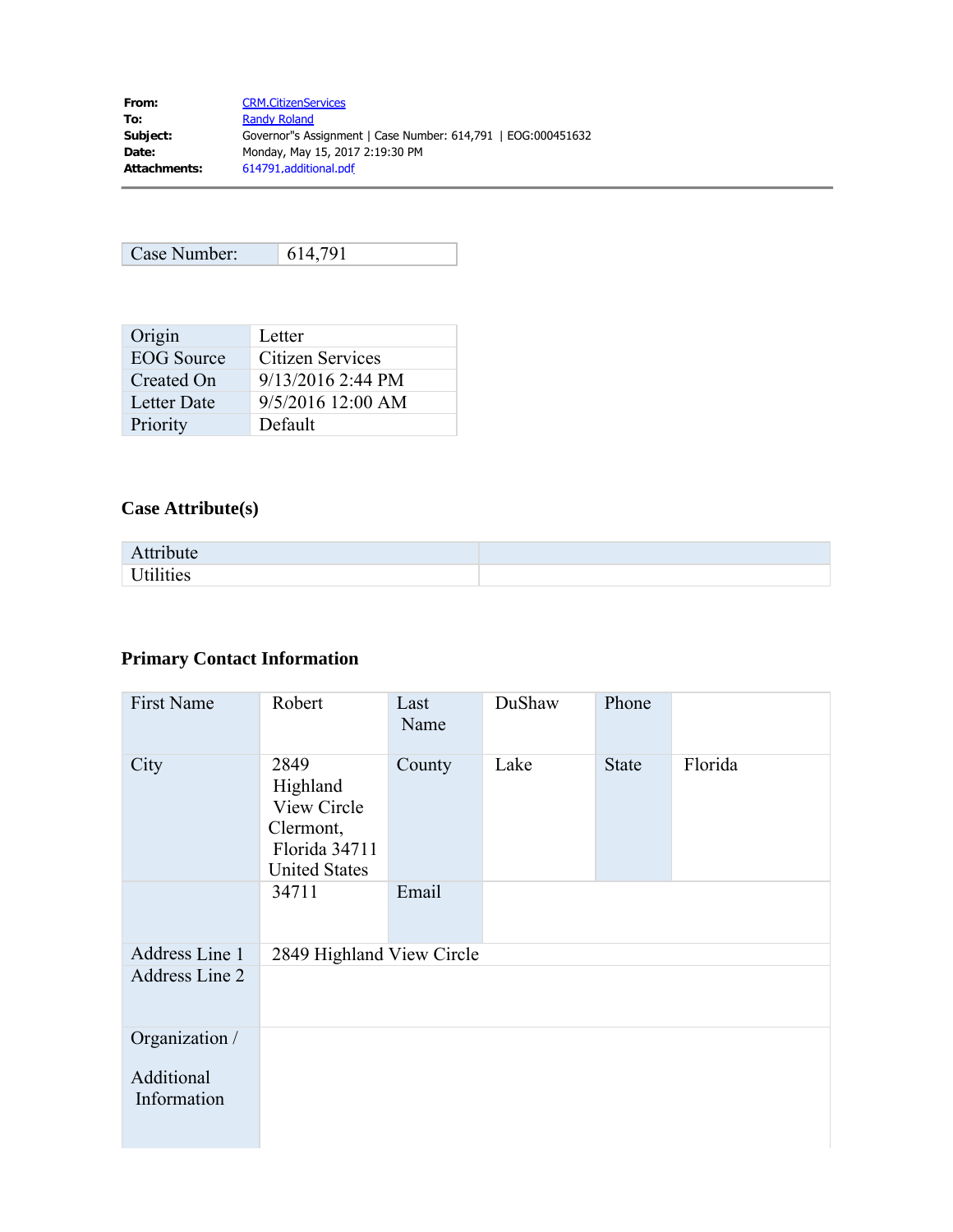**From:** CRM.CitizenServices
**To:** Randy Roland
**Subject:** Governor"s Assignment | Case Number: 614,791 | EOG:000451632
**Date:** Monday, May 15, 2017 2:19:30 PM
**Attachments:** 614791,additional.pdf

---

| Case Number: | 614,791 |
|---|---|

| Origin | Letter |
|---|---|
| EOG Source | Citizen Services |
| Created On | 9/13/2016 2:44 PM |
| Letter Date | 9/5/2016 12:00 AM |
| Priority | Default |

### Case Attribute(s)

| Attribute | |
|---|---|
| Utilities | |

### Primary Contact Information

| First Name | Robert | Last Name | DuShaw | Phone | |
|---|---|---|---|---|---|
| City | 2849 Highland View Circle Clermont, Florida 34711 United States | County | Lake | State | Florida |
| | 34711 | Email | | | |
| Address Line 1 | 2849 Highland View Circle | | | | |
| Address Line 2 | | | | | |
| Organization / Additional Information | | | | | |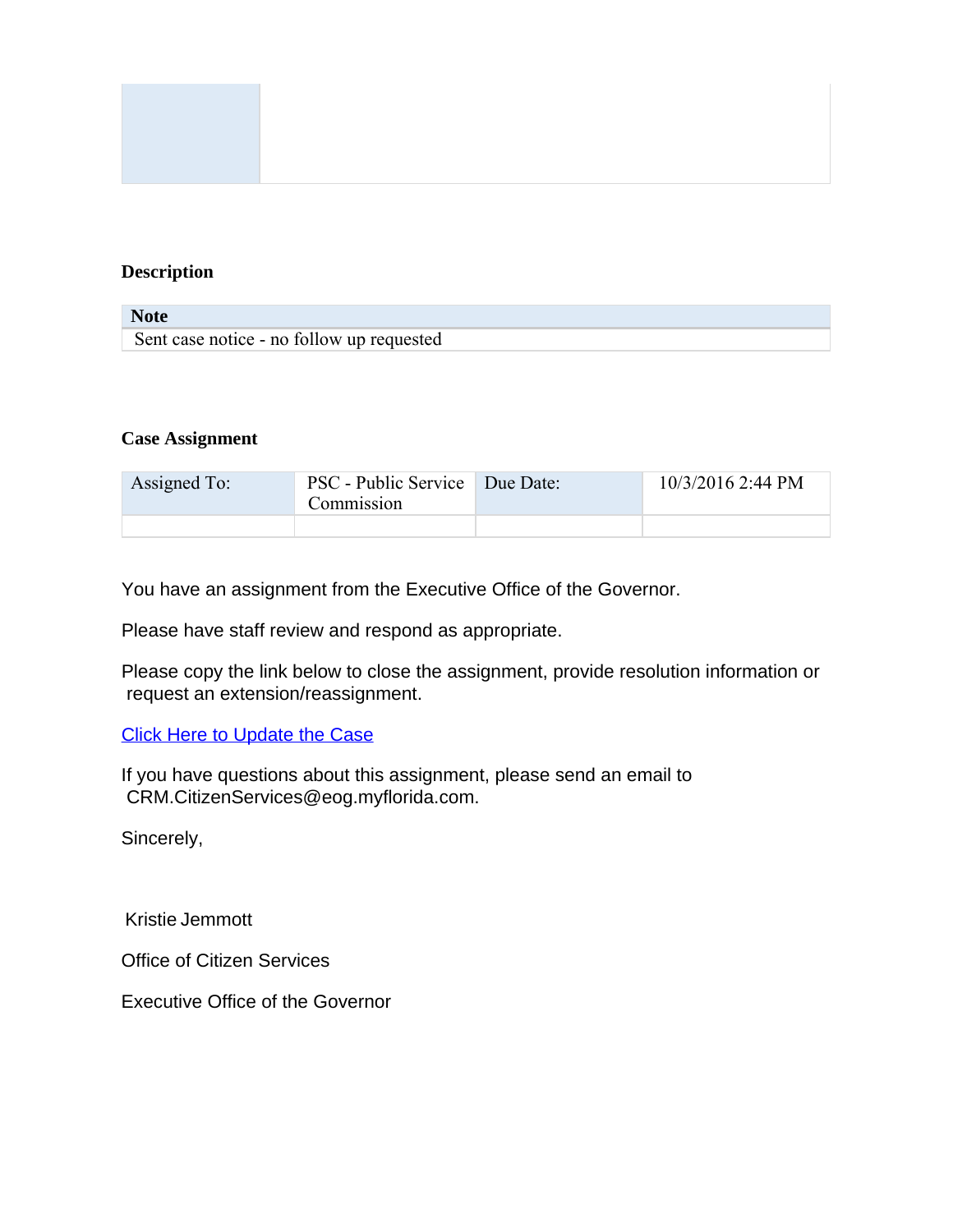### Description

| Note |
| --- |
| Sent case notice - no follow up requested |

### Case Assignment

| Assigned To: | PSC - Public Service Commission | Due Date: | 10/3/2016 2:44 PM |
| --- | --- | --- | --- |
| | | | |

You have an assignment from the Executive Office of the Governor.

Please have staff review and respond as appropriate.

Please copy the link below to close the assignment, provide resolution information or request an extension/reassignment.

Click Here to Update the Case

If you have questions about this assignment, please send an email to CRM.CitizenServices@eog.myflorida.com.

Sincerely,

Kristie Jemmott

Office of Citizen Services

Executive Office of the Governor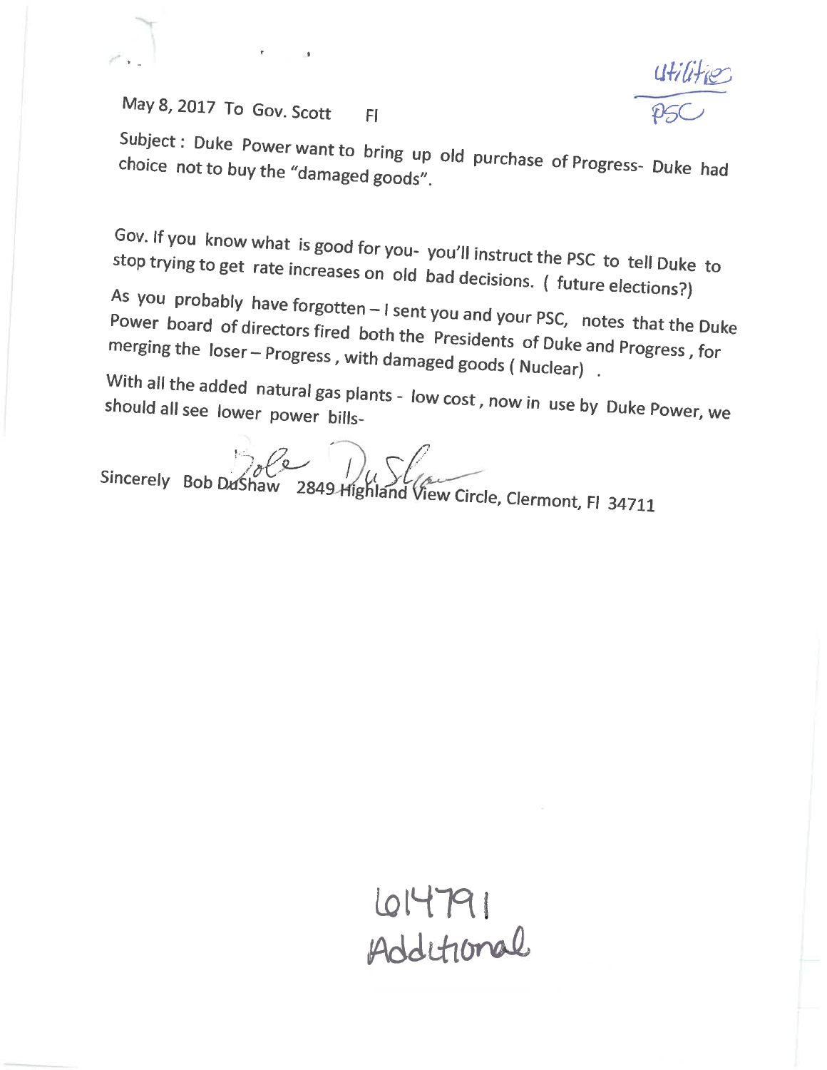Utilities
PSC

May 8, 2017 To Gov. Scott Fl

Subject : Duke Power want to bring up old purchase of Progress- Duke had choice not to buy the "damaged goods".

Gov. If you know what is good for you- you'll instruct the PSC to tell Duke to stop trying to get rate increases on old bad decisions. ( future elections?)

As you probably have forgotten – I sent you and your PSC, notes that the Duke Power board of directors fired both the Presidents of Duke and Progress , for merging the loser – Progress , with damaged goods ( Nuclear) .

With all the added natural gas plants - low cost , now in use by Duke Power, we should all see lower power bills-

Sincerely Bob DuShaw 2849 Highland View Circle, Clermont, Fl 34711

614791
Additional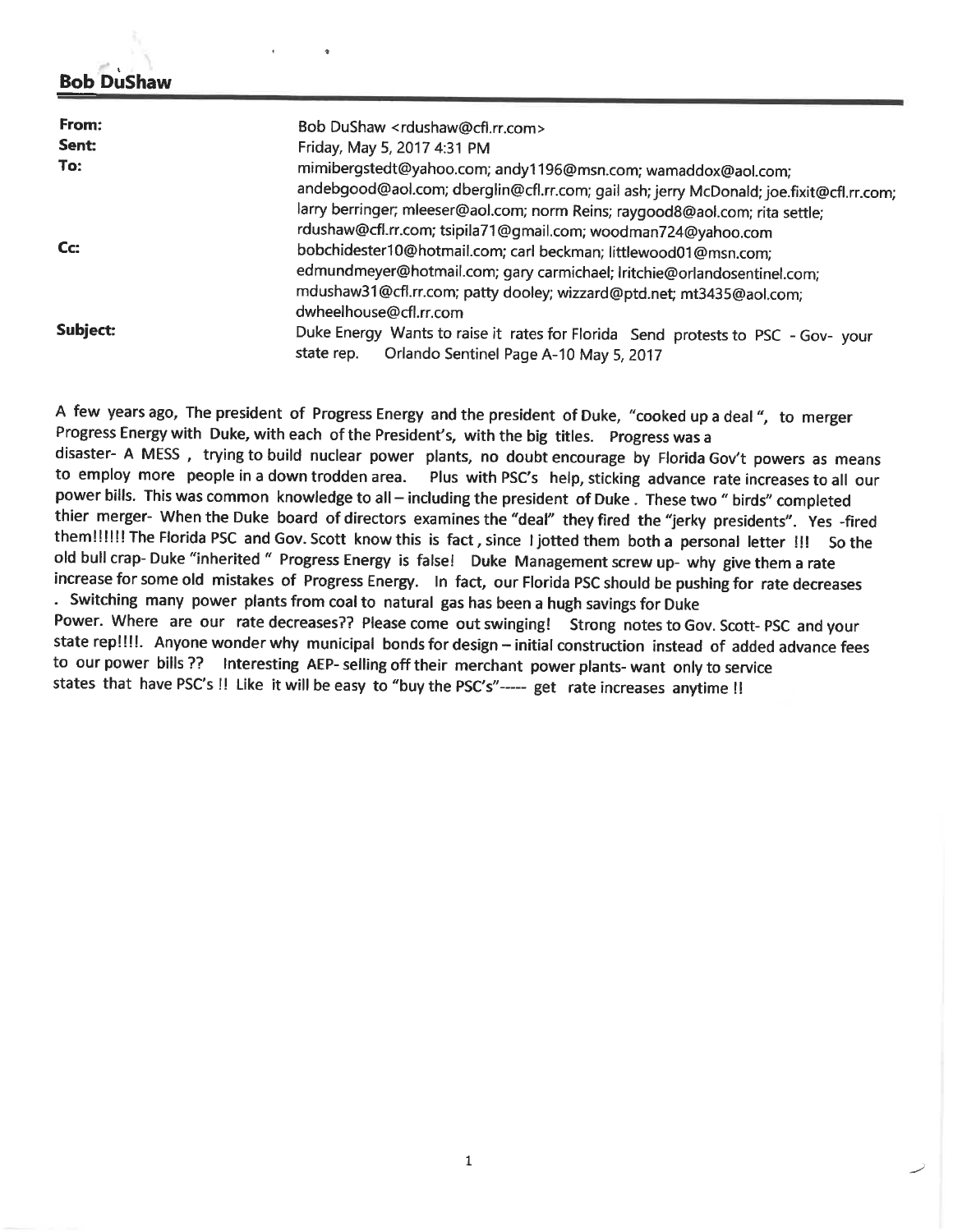## Bob DuShaw

| | |
|---|---|
| **From:** | Bob DuShaw <rdushaw@cfl.rr.com> |
| **Sent:** | Friday, May 5, 2017 4:31 PM |
| **To:** | mimibergstedt@yahoo.com; andy1196@msn.com; wamaddox@aol.com; andebgood@aol.com; dberglin@cfl.rr.com; gail ash; jerry McDonald; joe.fixit@cfl.rr.com; larry berringer; mleeser@aol.com; norm Reins; raygood8@aol.com; rita settle; rdushaw@cfl.rr.com; tsipila71@gmail.com; woodman724@yahoo.com |
| **Cc:** | bobchidester10@hotmail.com; carl beckman; littlewood01@msn.com; edmundmeyer@hotmail.com; gary carmichael; lritchie@orlandosentinel.com; mdushaw31@cfl.rr.com; patty dooley; wizzard@ptd.net; mt3435@aol.com; dwheelhouse@cfl.rr.com |
| **Subject:** | Duke Energy Wants to raise it rates for Florida Send protests to PSC - Gov- your state rep. Orlando Sentinel Page A-10 May 5, 2017 |

A few years ago, The president of Progress Energy and the president of Duke, "cooked up a deal ", to merger Progress Energy with Duke, with each of the President's, with the big titles. Progress was a disaster- A MESS , trying to build nuclear power plants, no doubt encourage by Florida Gov't powers as means to employ more people in a down trodden area. Plus with PSC's help, sticking advance rate increases to all our power bills. This was common knowledge to all – including the president of Duke . These two " birds" completed thier merger- When the Duke board of directors examines the "deal" they fired the "jerky presidents". Yes -fired them!!!!!! The Florida PSC and Gov. Scott know this is fact , since I jotted them both a personal letter !!! So the old bull crap- Duke "inherited " Progress Energy is false! Duke Management screw up- why give them a rate increase for some old mistakes of Progress Energy. In fact, our Florida PSC should be pushing for rate decreases . Switching many power plants from coal to natural gas has been a hugh savings for Duke Power. Where are our rate decreases?? Please come out swinging! Strong notes to Gov. Scott- PSC and your state rep!!!!. Anyone wonder why municipal bonds for design – initial construction instead of added advance fees to our power bills ?? Interesting AEP- selling off their merchant power plants- want only to service states that have PSC's !! Like it will be easy to "buy the PSC's"----- get rate increases anytime !!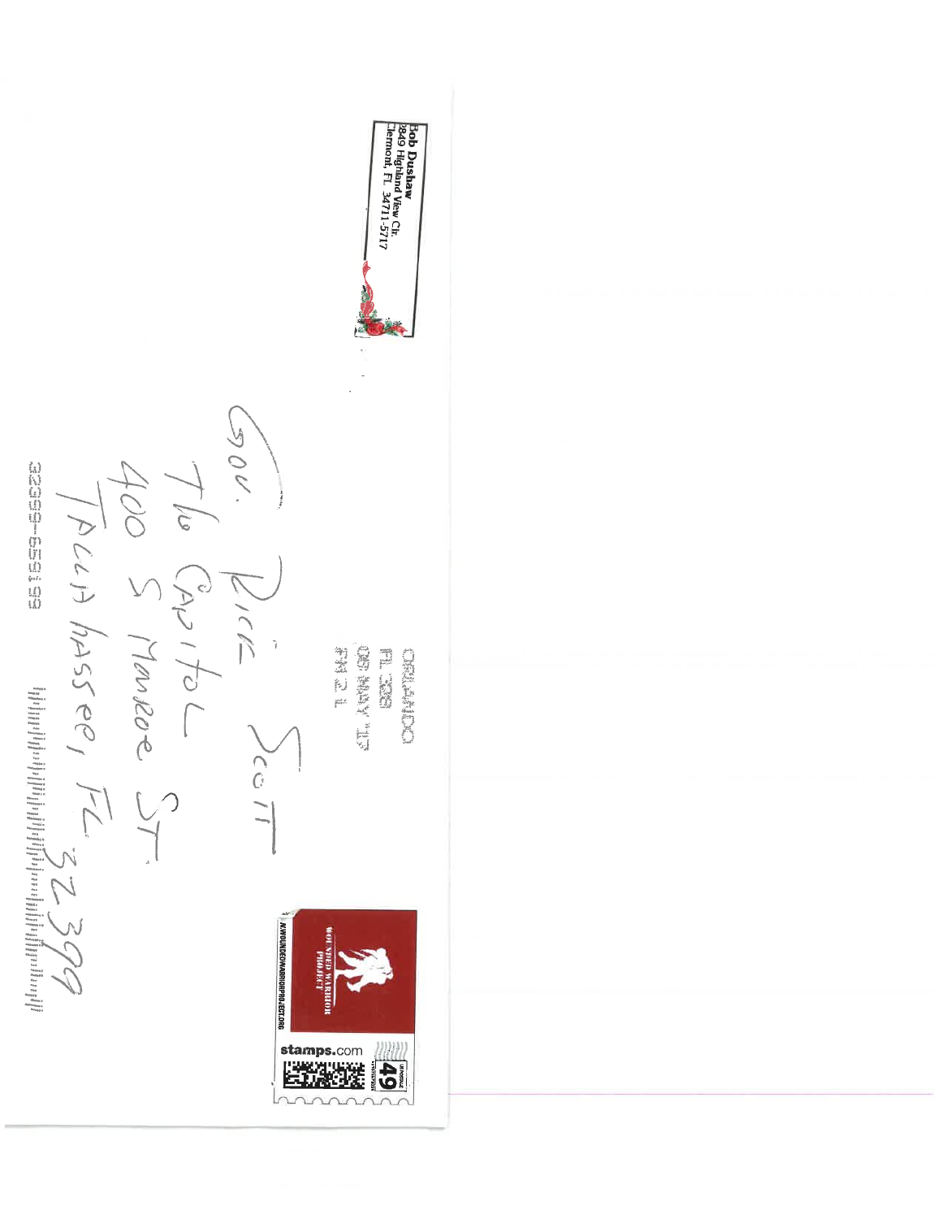Bob Dushaw
9849 Highland View Cir.
Clermont, FL 34711-5717

ORLANDO
FL 328
08 MAY '17
PM 2 L

Gov. Rick Scott
The Capitol
400 S Monroe ST.
Tallahassee, FL 32399

WOUNDED WARRIOR PROJECT
WOUNDEDWARRIORPROJECT.ORG

stamps.com
US POSTAGE
49

32399-0001